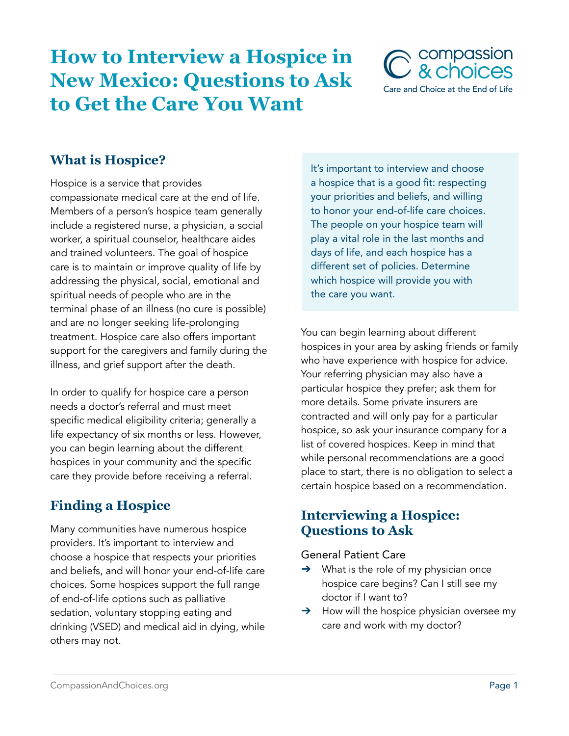# How to Interview a Hospice in New Mexico: Questions to Ask to Get the Care You Want

compassion & choices
Care and Choice at the End of Life

## What is Hospice?

Hospice is a service that provides compassionate medical care at the end of life. Members of a person's hospice team generally include a registered nurse, a physician, a social worker, a spiritual counselor, healthcare aides and trained volunteers. The goal of hospice care is to maintain or improve quality of life by addressing the physical, social, emotional and spiritual needs of people who are in the terminal phase of an illness (no cure is possible) and are no longer seeking life-prolonging treatment. Hospice care also offers important support for the caregivers and family during the illness, and grief support after the death.

In order to qualify for hospice care a person needs a doctor's referral and must meet specific medical eligibility criteria; generally a life expectancy of six months or less. However, you can begin learning about the different hospices in your community and the specific care they provide before receiving a referral.

## Finding a Hospice

Many communities have numerous hospice providers. It's important to interview and choose a hospice that respects your priorities and beliefs, and will honor your end-of-life care choices. Some hospices support the full range of end-of-life options such as palliative sedation, voluntary stopping eating and drinking (VSED) and medical aid in dying, while others may not.

> It's important to interview and choose a hospice that is a good fit: respecting your priorities and beliefs, and willing to honor your end-of-life care choices. The people on your hospice team will play a vital role in the last months and days of life, and each hospice has a different set of policies. Determine which hospice will provide you with the care you want.

You can begin learning about different hospices in your area by asking friends or family who have experience with hospice for advice. Your referring physician may also have a particular hospice they prefer; ask them for more details. Some private insurers are contracted and will only pay for a particular hospice, so ask your insurance company for a list of covered hospices. Keep in mind that while personal recommendations are a good place to start, there is no obligation to select a certain hospice based on a recommendation.

## Interviewing a Hospice: Questions to Ask

General Patient Care

- ➔ What is the role of my physician once hospice care begins? Can I still see my doctor if I want to?
- ➔ How will the hospice physician oversee my care and work with my doctor?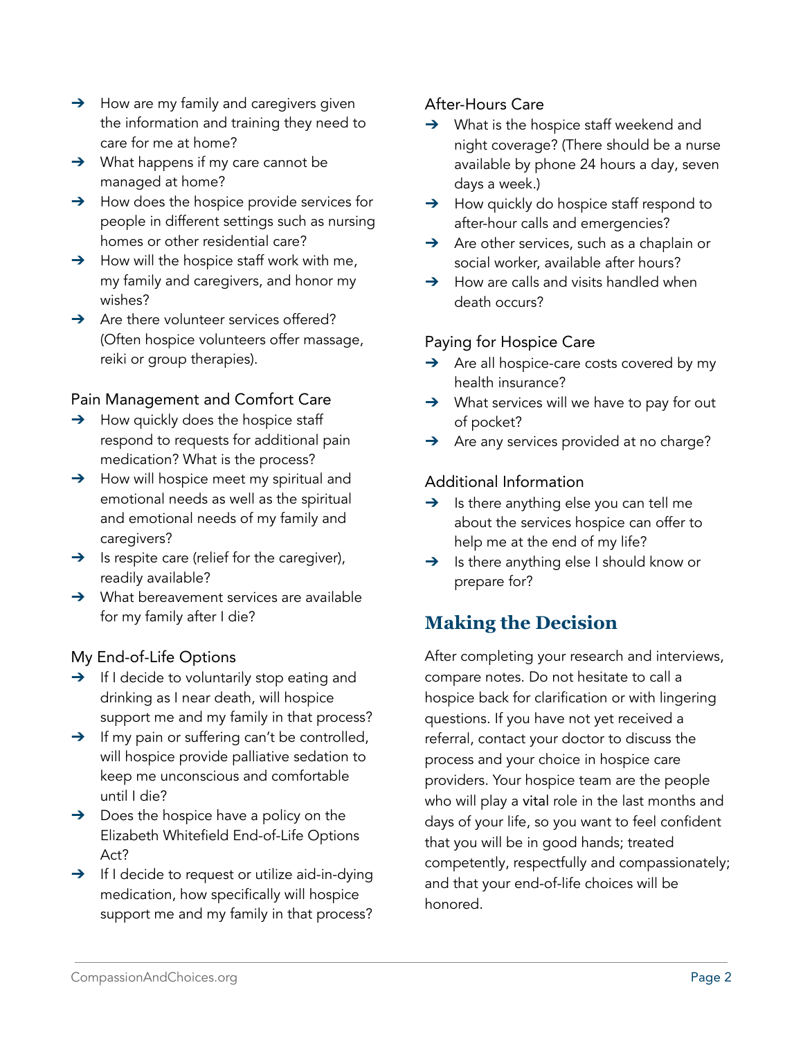- How are my family and caregivers given the information and training they need to care for me at home?
- What happens if my care cannot be managed at home?
- How does the hospice provide services for people in different settings such as nursing homes or other residential care?
- How will the hospice staff work with me, my family and caregivers, and honor my wishes?
- Are there volunteer services offered? (Often hospice volunteers offer massage, reiki or group therapies).

### Pain Management and Comfort Care

- How quickly does the hospice staff respond to requests for additional pain medication? What is the process?
- How will hospice meet my spiritual and emotional needs as well as the spiritual and emotional needs of my family and caregivers?
- Is respite care (relief for the caregiver), readily available?
- What bereavement services are available for my family after I die?

### My End-of-Life Options

- If I decide to voluntarily stop eating and drinking as I near death, will hospice support me and my family in that process?
- If my pain or suffering can't be controlled, will hospice provide palliative sedation to keep me unconscious and comfortable until I die?
- Does the hospice have a policy on the Elizabeth Whitefield End-of-Life Options Act?
- If I decide to request or utilize aid-in-dying medication, how specifically will hospice support me and my family in that process?

### After-Hours Care

- What is the hospice staff weekend and night coverage? (There should be a nurse available by phone 24 hours a day, seven days a week.)
- How quickly do hospice staff respond to after-hour calls and emergencies?
- Are other services, such as a chaplain or social worker, available after hours?
- How are calls and visits handled when death occurs?

### Paying for Hospice Care

- Are all hospice-care costs covered by my health insurance?
- What services will we have to pay for out of pocket?
- Are any services provided at no charge?

### Additional Information

- Is there anything else you can tell me about the services hospice can offer to help me at the end of my life?
- Is there anything else I should know or prepare for?

## Making the Decision

After completing your research and interviews, compare notes. Do not hesitate to call a hospice back for clarification or with lingering questions. If you have not yet received a referral, contact your doctor to discuss the process and your choice in hospice care providers. Your hospice team are the people who will play a vital role in the last months and days of your life, so you want to feel confident that you will be in good hands; treated competently, respectfully and compassionately; and that your end-of-life choices will be honored.

CompassionAndChoices.org